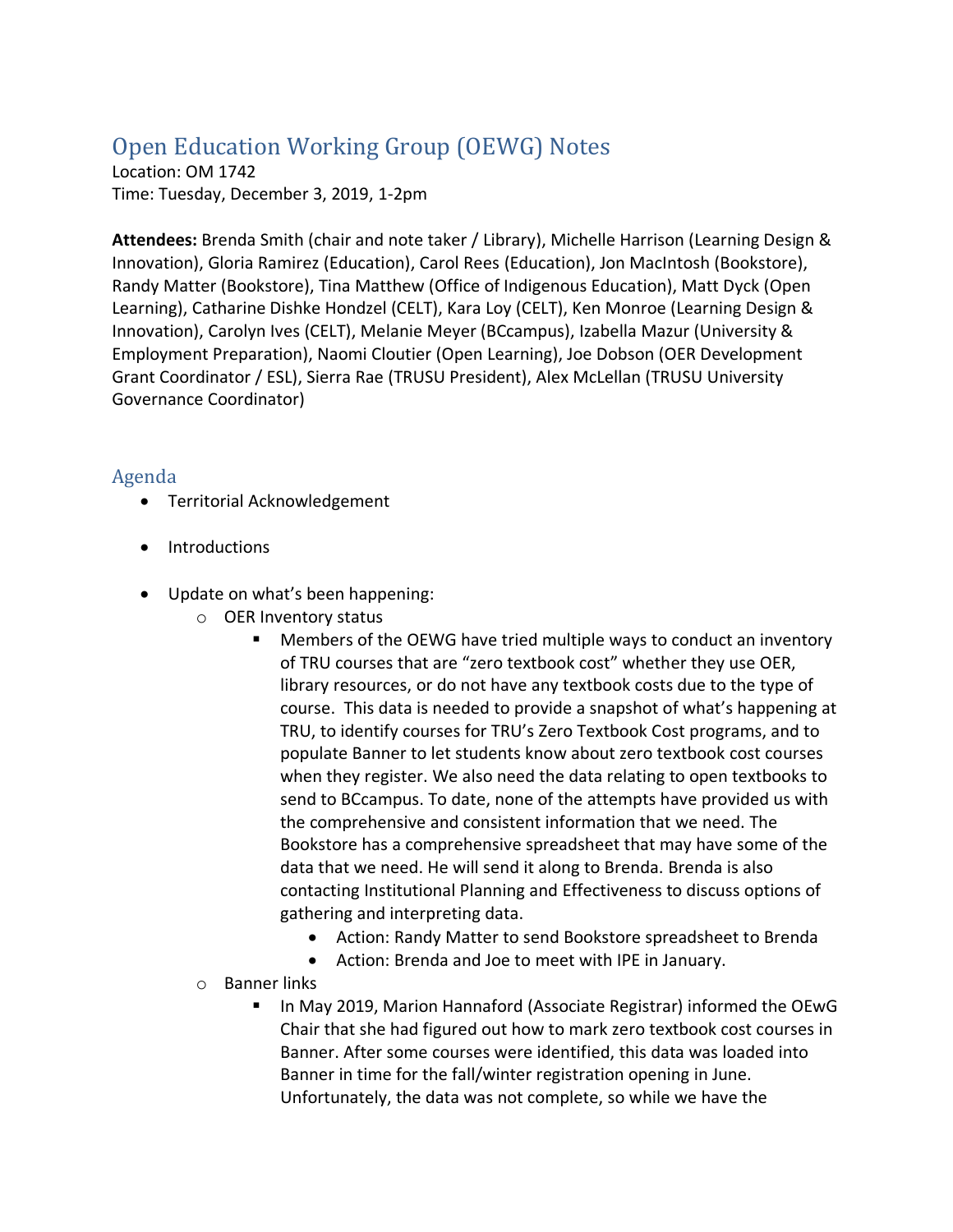# Open Education Working Group (OEWG) Notes

Location: OM 1742
Time: Tuesday, December 3, 2019, 1-2pm

**Attendees:** Brenda Smith (chair and note taker / Library), Michelle Harrison (Learning Design & Innovation), Gloria Ramirez (Education), Carol Rees (Education), Jon MacIntosh (Bookstore), Randy Matter (Bookstore), Tina Matthew (Office of Indigenous Education), Matt Dyck (Open Learning), Catharine Dishke Hondzel (CELT), Kara Loy (CELT), Ken Monroe (Learning Design & Innovation), Carolyn Ives (CELT), Melanie Meyer (BCcampus), Izabella Mazur (University & Employment Preparation), Naomi Cloutier (Open Learning), Joe Dobson (OER Development Grant Coordinator / ESL), Sierra Rae (TRUSU President), Alex McLellan (TRUSU University Governance Coordinator)

## Agenda

- Territorial Acknowledgement
- Introductions
- Update on what's been happening:
  - OER Inventory status
    - Members of the OEWG have tried multiple ways to conduct an inventory of TRU courses that are "zero textbook cost" whether they use OER, library resources, or do not have any textbook costs due to the type of course. This data is needed to provide a snapshot of what's happening at TRU, to identify courses for TRU's Zero Textbook Cost programs, and to populate Banner to let students know about zero textbook cost courses when they register. We also need the data relating to open textbooks to send to BCcampus. To date, none of the attempts have provided us with the comprehensive and consistent information that we need. The Bookstore has a comprehensive spreadsheet that may have some of the data that we need. He will send it along to Brenda. Brenda is also contacting Institutional Planning and Effectiveness to discuss options of gathering and interpreting data.
      - Action: Randy Matter to send Bookstore spreadsheet to Brenda
      - Action: Brenda and Joe to meet with IPE in January.
  - Banner links
    - In May 2019, Marion Hannaford (Associate Registrar) informed the OEwG Chair that she had figured out how to mark zero textbook cost courses in Banner. After some courses were identified, this data was loaded into Banner in time for the fall/winter registration opening in June. Unfortunately, the data was not complete, so while we have the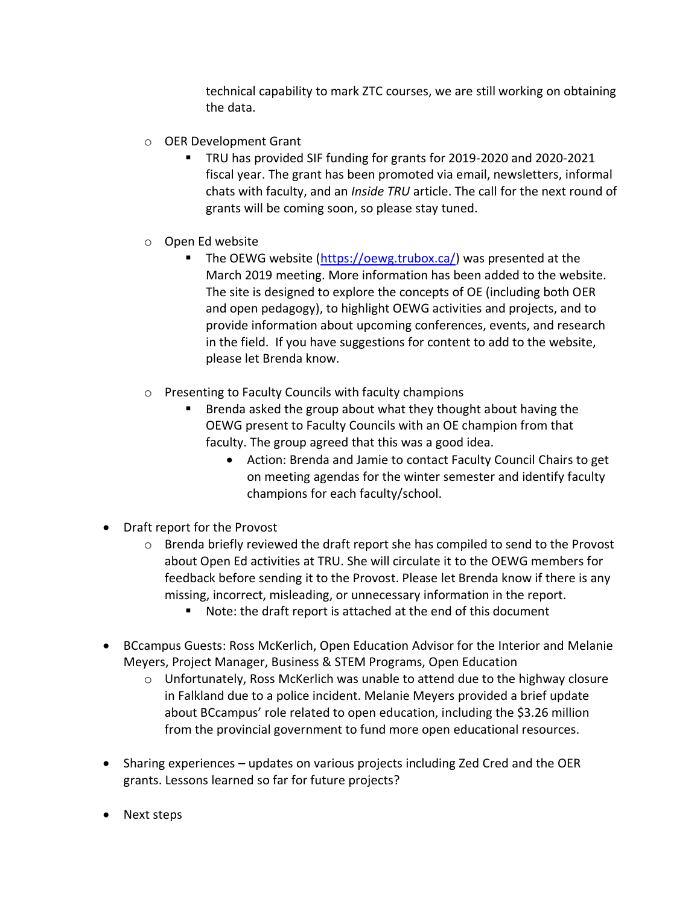technical capability to mark ZTC courses, we are still working on obtaining the data.

- OER Development Grant
  - TRU has provided SIF funding for grants for 2019-2020 and 2020-2021 fiscal year. The grant has been promoted via email, newsletters, informal chats with faculty, and an *Inside TRU* article. The call for the next round of grants will be coming soon, so please stay tuned.

- Open Ed website
  - The OEWG website ([https://oewg.trubox.ca/](https://oewg.trubox.ca/)) was presented at the March 2019 meeting. More information has been added to the website. The site is designed to explore the concepts of OE (including both OER and open pedagogy), to highlight OEWG activities and projects, and to provide information about upcoming conferences, events, and research in the field. If you have suggestions for content to add to the website, please let Brenda know.

- Presenting to Faculty Councils with faculty champions
  - Brenda asked the group about what they thought about having the OEWG present to Faculty Councils with an OE champion from that faculty. The group agreed that this was a good idea.
    - Action: Brenda and Jamie to contact Faculty Council Chairs to get on meeting agendas for the winter semester and identify faculty champions for each faculty/school.

- Draft report for the Provost
  - Brenda briefly reviewed the draft report she has compiled to send to the Provost about Open Ed activities at TRU. She will circulate it to the OEWG members for feedback before sending it to the Provost. Please let Brenda know if there is any missing, incorrect, misleading, or unnecessary information in the report.
    - Note: the draft report is attached at the end of this document

- BCcampus Guests: Ross McKerlich, Open Education Advisor for the Interior and Melanie Meyers, Project Manager, Business & STEM Programs, Open Education
  - Unfortunately, Ross McKerlich was unable to attend due to the highway closure in Falkland due to a police incident. Melanie Meyers provided a brief update about BCcampus' role related to open education, including the $3.26 million from the provincial government to fund more open educational resources.

- Sharing experiences – updates on various projects including Zed Cred and the OER grants. Lessons learned so far for future projects?

- Next steps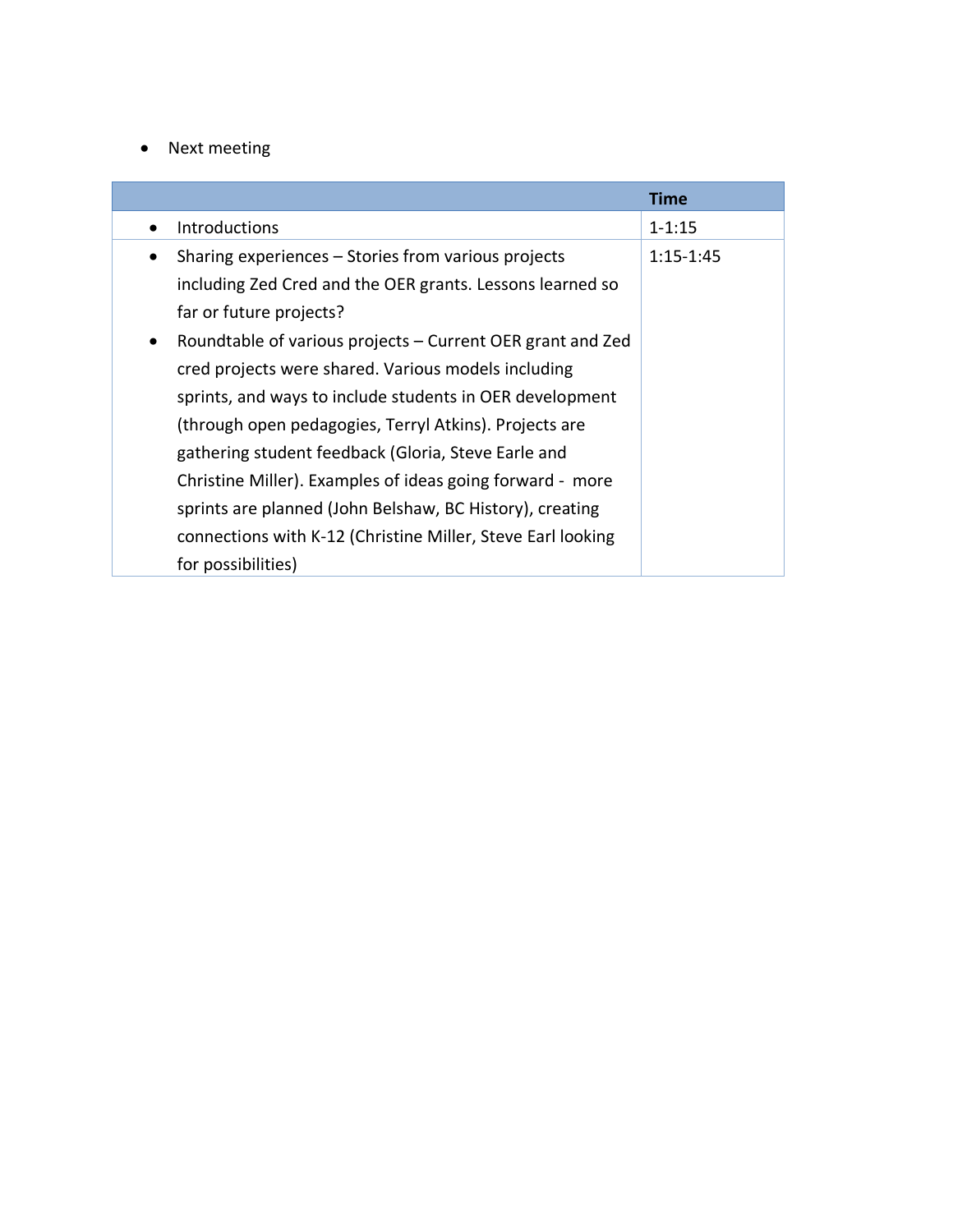- Next meeting

| | Time |
|---|---|
| • Introductions | 1-1:15 |
| • Sharing experiences – Stories from various projects including Zed Cred and the OER grants. Lessons learned so far or future projects? <br> • Roundtable of various projects – Current OER grant and Zed cred projects were shared. Various models including sprints, and ways to include students in OER development (through open pedagogies, Terryl Atkins). Projects are gathering student feedback (Gloria, Steve Earle and Christine Miller). Examples of ideas going forward - more sprints are planned (John Belshaw, BC History), creating connections with K-12 (Christine Miller, Steve Earl looking for possibilities) | 1:15-1:45 |